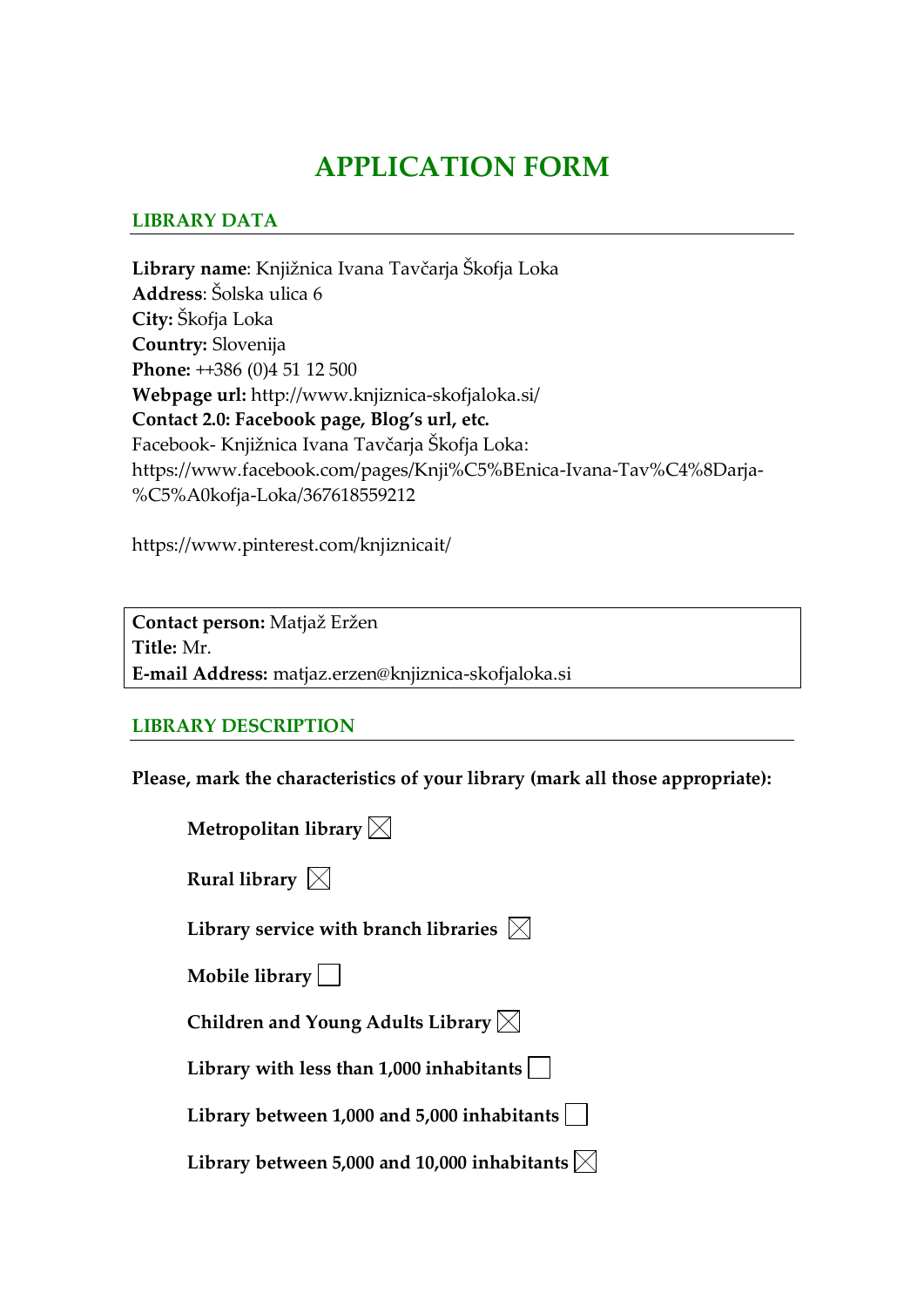# APPLICATION FORM

## LIBRARY DATA

**Library name**: Knjižnica Ivana Tavčarja Škofja Loka
**Address**: Šolska ulica 6
**City:** Škofja Loka
**Country:** Slovenija
**Phone:** ++386 (0)4 51 12 500
**Webpage url:** http://www.knjiznica-skofjaloka.si/
**Contact 2.0: Facebook page, Blog's url, etc.**
Facebook- Knjižnica Ivana Tavčarja Škofja Loka:
https://www.facebook.com/pages/Knji%C5%BEnica-Ivana-Tav%C4%8Darja-%C5%A0kofja-Loka/367618559212

https://www.pinterest.com/knjiznicait/

**Contact person:** Matjaž Eržen
**Title:** Mr.
**E-mail Address:** matjaz.erzen@knjiznica-skofjaloka.si

## LIBRARY DESCRIPTION

**Please, mark the characteristics of your library (mark all those appropriate):**

- **Metropolitan library** ☒
- **Rural library** ☒
- **Library service with branch libraries** ☒
- **Mobile library** ☐
- **Children and Young Adults Library** ☒
- **Library with less than 1,000 inhabitants** ☐
- **Library between 1,000 and 5,000 inhabitants** ☐
- **Library between 5,000 and 10,000 inhabitants** ☒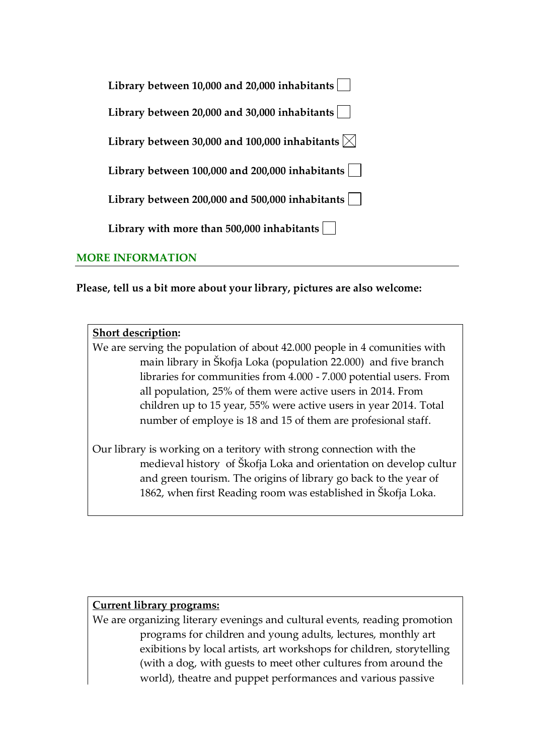**Library between 10,000 and 20,000 inhabitants** ☐

**Library between 20,000 and 30,000 inhabitants** ☐

**Library between 30,000 and 100,000 inhabitants** ☒

**Library between 100,000 and 200,000 inhabitants** ☐

**Library between 200,000 and 500,000 inhabitants** ☐

**Library with more than 500,000 inhabitants** ☐

## MORE INFORMATION

**Please, tell us a bit more about your library, pictures are also welcome:**

**<u>Short description</u>:**

We are serving the population of about 42.000 people in 4 comunities with main library in Škofja Loka (population 22.000) and five branch libraries for communities from 4.000 - 7.000 potential users. From all population, 25% of them were active users in 2014. From children up to 15 year, 55% were active users in year 2014. Total number of employe is 18 and 15 of them are profesional staff.

Our library is working on a teritory with strong connection with the medieval history of Škofja Loka and orientation on develop cultur and green tourism. The origins of library go back to the year of 1862, when first Reading room was established in Škofja Loka.

**<u>Current library programs:</u>**

We are organizing literary evenings and cultural events, reading promotion programs for children and young adults, lectures, monthly art exibitions by local artists, art workshops for children, storytelling (with a dog, with guests to meet other cultures from around the world), theatre and puppet performances and various passive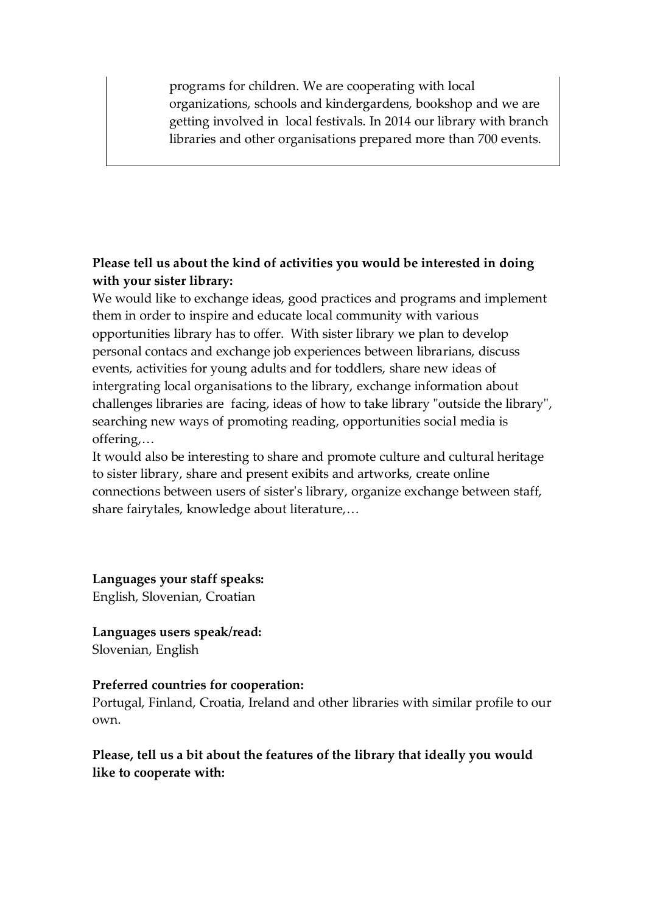programs for children. We are cooperating with local organizations, schools and kindergardens, bookshop and we are getting involved in local festivals. In 2014 our library with branch libraries and other organisations prepared more than 700 events.

**Please tell us about the kind of activities you would be interested in doing with your sister library:**

We would like to exchange ideas, good practices and programs and implement them in order to inspire and educate local community with various opportunities library has to offer. With sister library we plan to develop personal contacs and exchange job experiences between librarians, discuss events, activities for young adults and for toddlers, share new ideas of intergrating local organisations to the library, exchange information about challenges libraries are facing, ideas of how to take library "outside the library", searching new ways of promoting reading, opportunities social media is offering,…

It would also be interesting to share and promote culture and cultural heritage to sister library, share and present exibits and artworks, create online connections between users of sister's library, organize exchange between staff, share fairytales, knowledge about literature,…

**Languages your staff speaks:**

English, Slovenian, Croatian

**Languages users speak/read:**

Slovenian, English

**Preferred countries for cooperation:**

Portugal, Finland, Croatia, Ireland and other libraries with similar profile to our own.

**Please, tell us a bit about the features of the library that ideally you would like to cooperate with:**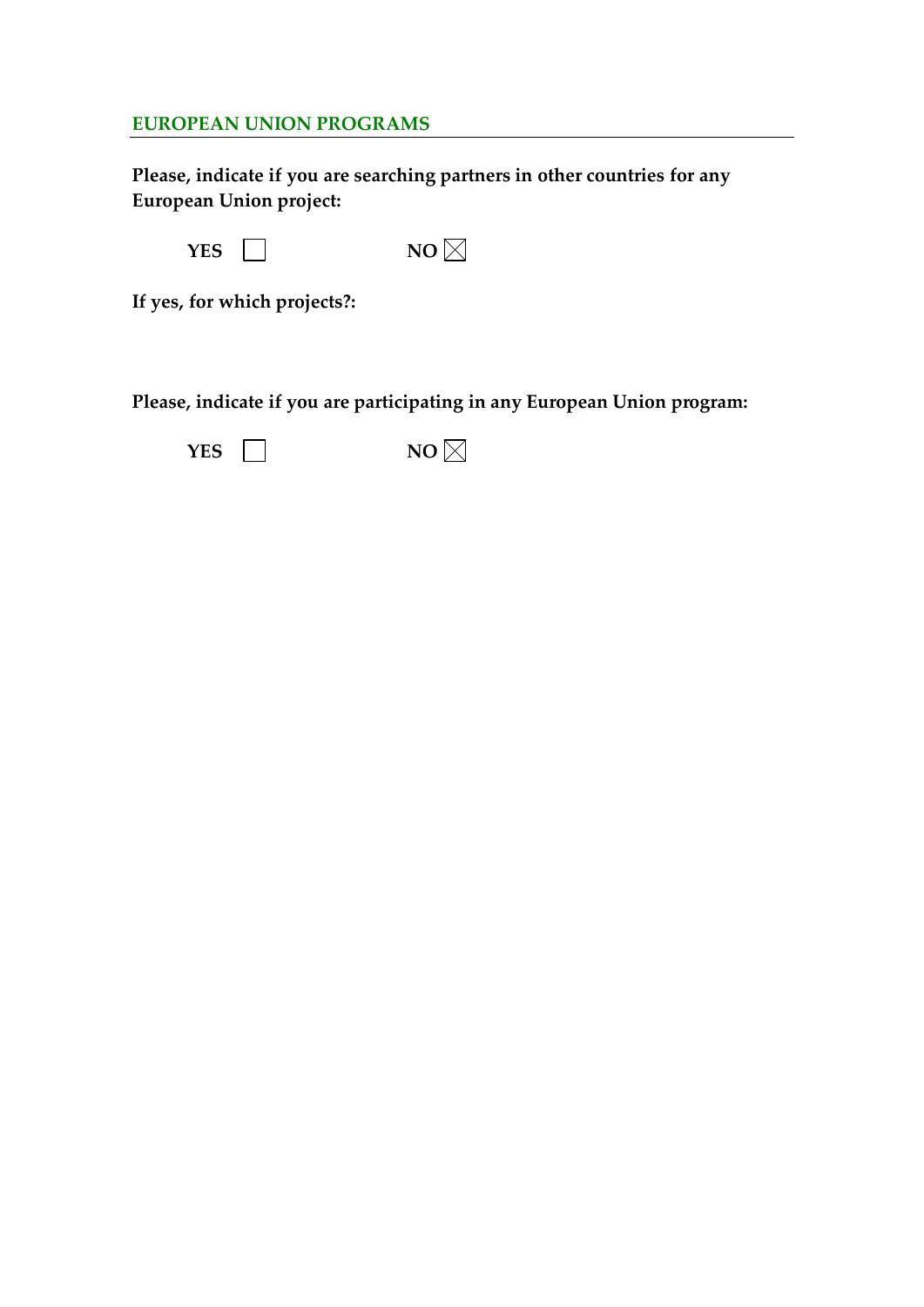## EUROPEAN UNION PROGRAMS

**Please, indicate if you are searching partners in other countries for any European Union project:**

**YES** ☐ **NO** ☒

**If yes, for which projects?:**

**Please, indicate if you are participating in any European Union program:**

**YES** ☐ **NO** ☒